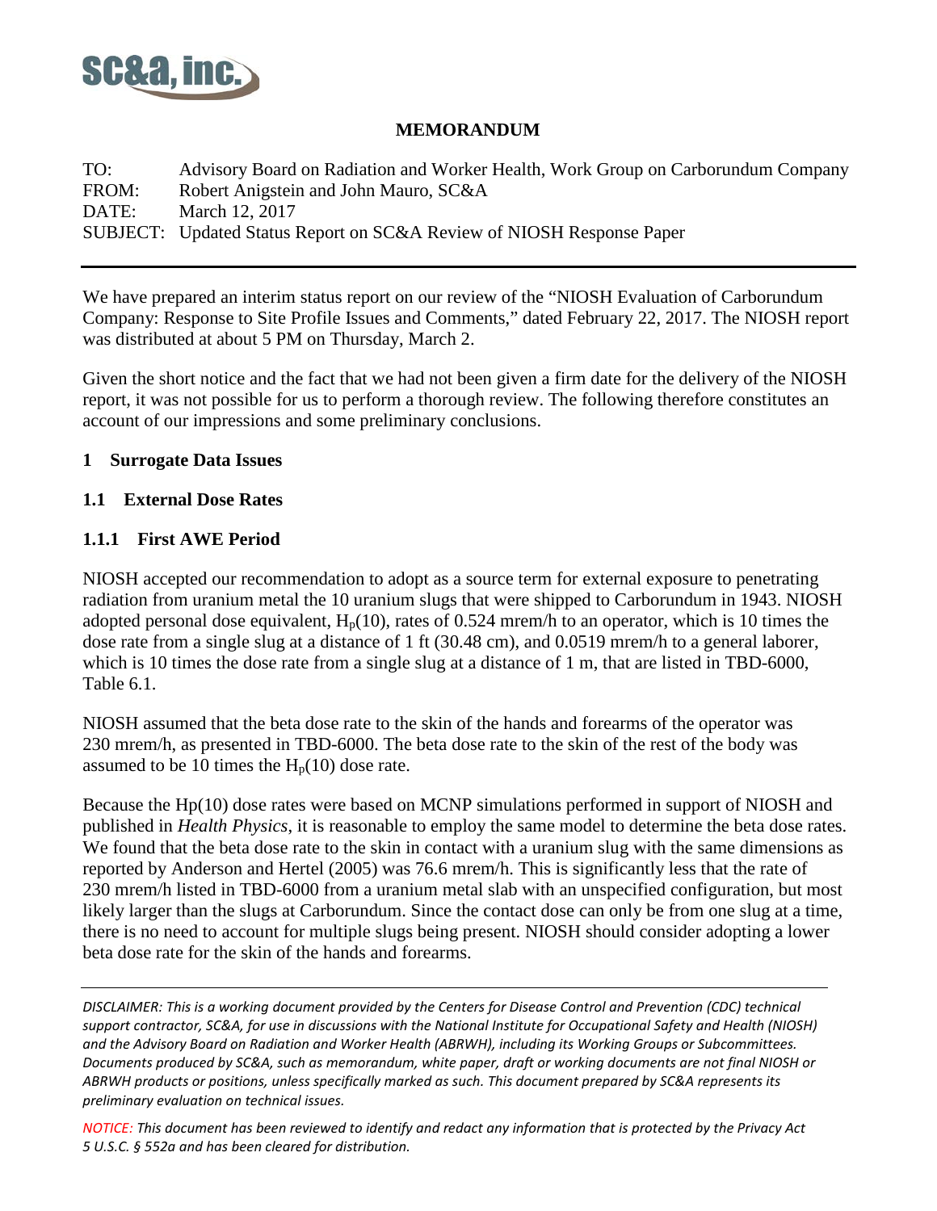SC&A, inc.

**MEMORANDUM**

TO: Advisory Board on Radiation and Worker Health, Work Group on Carborundum Company
FROM: Robert Anigstein and John Mauro, SC&A
DATE: March 12, 2017
SUBJECT: Updated Status Report on SC&A Review of NIOSH Response Paper

---

We have prepared an interim status report on our review of the "NIOSH Evaluation of Carborundum Company: Response to Site Profile Issues and Comments," dated February 22, 2017. The NIOSH report was distributed at about 5 PM on Thursday, March 2.

Given the short notice and the fact that we had not been given a firm date for the delivery of the NIOSH report, it was not possible for us to perform a thorough review. The following therefore constitutes an account of our impressions and some preliminary conclusions.

## 1 Surrogate Data Issues

### 1.1 External Dose Rates

#### 1.1.1 First AWE Period

NIOSH accepted our recommendation to adopt as a source term for external exposure to penetrating radiation from uranium metal the 10 uranium slugs that were shipped to Carborundum in 1943. NIOSH adopted personal dose equivalent, $H_p(10)$, rates of 0.524 mrem/h to an operator, which is 10 times the dose rate from a single slug at a distance of 1 ft (30.48 cm), and 0.0519 mrem/h to a general laborer, which is 10 times the dose rate from a single slug at a distance of 1 m, that are listed in TBD-6000, Table 6.1.

NIOSH assumed that the beta dose rate to the skin of the hands and forearms of the operator was 230 mrem/h, as presented in TBD-6000. The beta dose rate to the skin of the rest of the body was assumed to be 10 times the $H_p(10)$ dose rate.

Because the Hp(10) dose rates were based on MCNP simulations performed in support of NIOSH and published in *Health Physics*, it is reasonable to employ the same model to determine the beta dose rates. We found that the beta dose rate to the skin in contact with a uranium slug with the same dimensions as reported by Anderson and Hertel (2005) was 76.6 mrem/h. This is significantly less that the rate of 230 mrem/h listed in TBD-6000 from a uranium metal slab with an unspecified configuration, but most likely larger than the slugs at Carborundum. Since the contact dose can only be from one slug at a time, there is no need to account for multiple slugs being present. NIOSH should consider adopting a lower beta dose rate for the skin of the hands and forearms.

---

*DISCLAIMER: This is a working document provided by the Centers for Disease Control and Prevention (CDC) technical support contractor, SC&A, for use in discussions with the National Institute for Occupational Safety and Health (NIOSH) and the Advisory Board on Radiation and Worker Health (ABRWH), including its Working Groups or Subcommittees. Documents produced by SC&A, such as memorandum, white paper, draft or working documents are not final NIOSH or ABRWH products or positions, unless specifically marked as such. This document prepared by SC&A represents its preliminary evaluation on technical issues.*

*NOTICE: This document has been reviewed to identify and redact any information that is protected by the Privacy Act 5 U.S.C. § 552a and has been cleared for distribution.*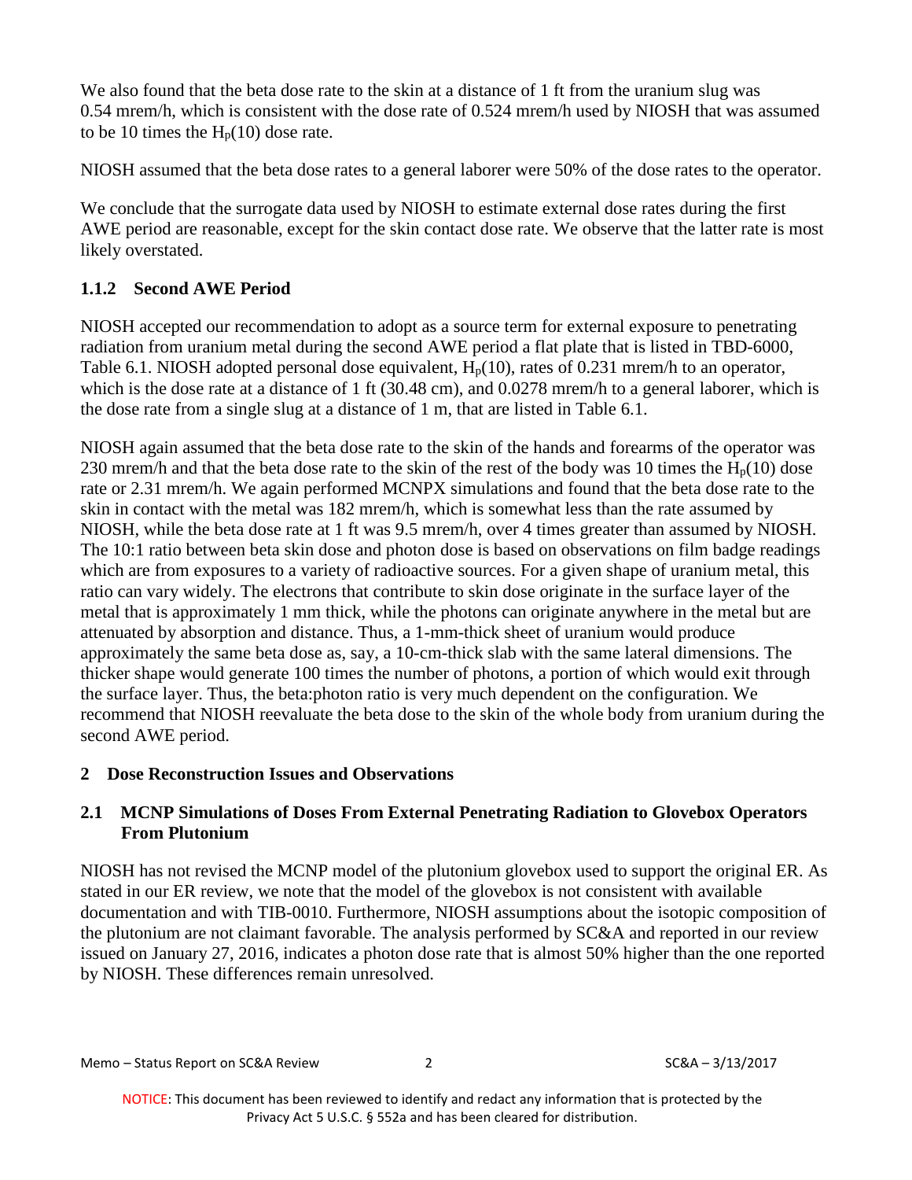We also found that the beta dose rate to the skin at a distance of 1 ft from the uranium slug was 0.54 mrem/h, which is consistent with the dose rate of 0.524 mrem/h used by NIOSH that was assumed to be 10 times the $H_p(10)$ dose rate.

NIOSH assumed that the beta dose rates to a general laborer were 50% of the dose rates to the operator.

We conclude that the surrogate data used by NIOSH to estimate external dose rates during the first AWE period are reasonable, except for the skin contact dose rate. We observe that the latter rate is most likely overstated.

### 1.1.2 Second AWE Period

NIOSH accepted our recommendation to adopt as a source term for external exposure to penetrating radiation from uranium metal during the second AWE period a flat plate that is listed in TBD-6000, Table 6.1. NIOSH adopted personal dose equivalent, $H_p(10)$, rates of 0.231 mrem/h to an operator, which is the dose rate at a distance of 1 ft (30.48 cm), and 0.0278 mrem/h to a general laborer, which is the dose rate from a single slug at a distance of 1 m, that are listed in Table 6.1.

NIOSH again assumed that the beta dose rate to the skin of the hands and forearms of the operator was 230 mrem/h and that the beta dose rate to the skin of the rest of the body was 10 times the $H_p(10)$ dose rate or 2.31 mrem/h. We again performed MCNPX simulations and found that the beta dose rate to the skin in contact with the metal was 182 mrem/h, which is somewhat less than the rate assumed by NIOSH, while the beta dose rate at 1 ft was 9.5 mrem/h, over 4 times greater than assumed by NIOSH. The 10:1 ratio between beta skin dose and photon dose is based on observations on film badge readings which are from exposures to a variety of radioactive sources. For a given shape of uranium metal, this ratio can vary widely. The electrons that contribute to skin dose originate in the surface layer of the metal that is approximately 1 mm thick, while the photons can originate anywhere in the metal but are attenuated by absorption and distance. Thus, a 1-mm-thick sheet of uranium would produce approximately the same beta dose as, say, a 10-cm-thick slab with the same lateral dimensions. The thicker shape would generate 100 times the number of photons, a portion of which would exit through the surface layer. Thus, the beta:photon ratio is very much dependent on the configuration. We recommend that NIOSH reevaluate the beta dose to the skin of the whole body from uranium during the second AWE period.

## 2 Dose Reconstruction Issues and Observations

### 2.1 MCNP Simulations of Doses From External Penetrating Radiation to Glovebox Operators From Plutonium

NIOSH has not revised the MCNP model of the plutonium glovebox used to support the original ER. As stated in our ER review, we note that the model of the glovebox is not consistent with available documentation and with TIB-0010. Furthermore, NIOSH assumptions about the isotopic composition of the plutonium are not claimant favorable. The analysis performed by SC&A and reported in our review issued on January 27, 2016, indicates a photon dose rate that is almost 50% higher than the one reported by NIOSH. These differences remain unresolved.

NOTICE: This document has been reviewed to identify and redact any information that is protected by the Privacy Act 5 U.S.C. § 552a and has been cleared for distribution.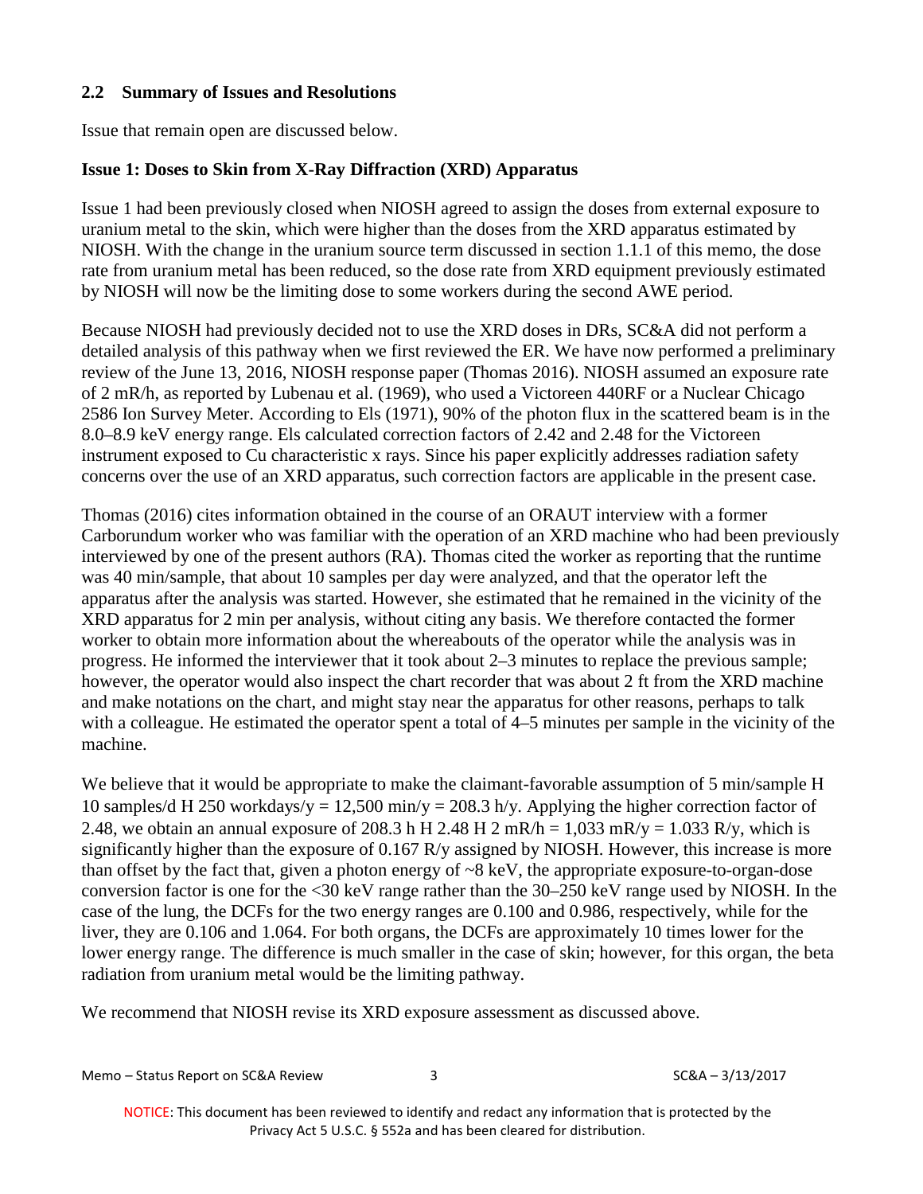### 2.2 Summary of Issues and Resolutions

Issue that remain open are discussed below.

**Issue 1: Doses to Skin from X-Ray Diffraction (XRD) Apparatus**

Issue 1 had been previously closed when NIOSH agreed to assign the doses from external exposure to uranium metal to the skin, which were higher than the doses from the XRD apparatus estimated by NIOSH. With the change in the uranium source term discussed in section 1.1.1 of this memo, the dose rate from uranium metal has been reduced, so the dose rate from XRD equipment previously estimated by NIOSH will now be the limiting dose to some workers during the second AWE period.

Because NIOSH had previously decided not to use the XRD doses in DRs, SC&A did not perform a detailed analysis of this pathway when we first reviewed the ER. We have now performed a preliminary review of the June 13, 2016, NIOSH response paper (Thomas 2016). NIOSH assumed an exposure rate of 2 mR/h, as reported by Lubenau et al. (1969), who used a Victoreen 440RF or a Nuclear Chicago 2586 Ion Survey Meter. According to Els (1971), 90% of the photon flux in the scattered beam is in the 8.0–8.9 keV energy range. Els calculated correction factors of 2.42 and 2.48 for the Victoreen instrument exposed to Cu characteristic x rays. Since his paper explicitly addresses radiation safety concerns over the use of an XRD apparatus, such correction factors are applicable in the present case.

Thomas (2016) cites information obtained in the course of an ORAUT interview with a former Carborundum worker who was familiar with the operation of an XRD machine who had been previously interviewed by one of the present authors (RA). Thomas cited the worker as reporting that the runtime was 40 min/sample, that about 10 samples per day were analyzed, and that the operator left the apparatus after the analysis was started. However, she estimated that he remained in the vicinity of the XRD apparatus for 2 min per analysis, without citing any basis. We therefore contacted the former worker to obtain more information about the whereabouts of the operator while the analysis was in progress. He informed the interviewer that it took about 2–3 minutes to replace the previous sample; however, the operator would also inspect the chart recorder that was about 2 ft from the XRD machine and make notations on the chart, and might stay near the apparatus for other reasons, perhaps to talk with a colleague. He estimated the operator spent a total of 4–5 minutes per sample in the vicinity of the machine.

We believe that it would be appropriate to make the claimant-favorable assumption of 5 min/sample H 10 samples/d H 250 workdays/y = 12,500 min/y = 208.3 h/y. Applying the higher correction factor of 2.48, we obtain an annual exposure of 208.3 h H 2.48 H 2 mR/h = 1,033 mR/y = 1.033 R/y, which is significantly higher than the exposure of 0.167 R/y assigned by NIOSH. However, this increase is more than offset by the fact that, given a photon energy of ~8 keV, the appropriate exposure-to-organ-dose conversion factor is one for the <30 keV range rather than the 30–250 keV range used by NIOSH. In the case of the lung, the DCFs for the two energy ranges are 0.100 and 0.986, respectively, while for the liver, they are 0.106 and 1.064. For both organs, the DCFs are approximately 10 times lower for the lower energy range. The difference is much smaller in the case of skin; however, for this organ, the beta radiation from uranium metal would be the limiting pathway.

We recommend that NIOSH revise its XRD exposure assessment as discussed above.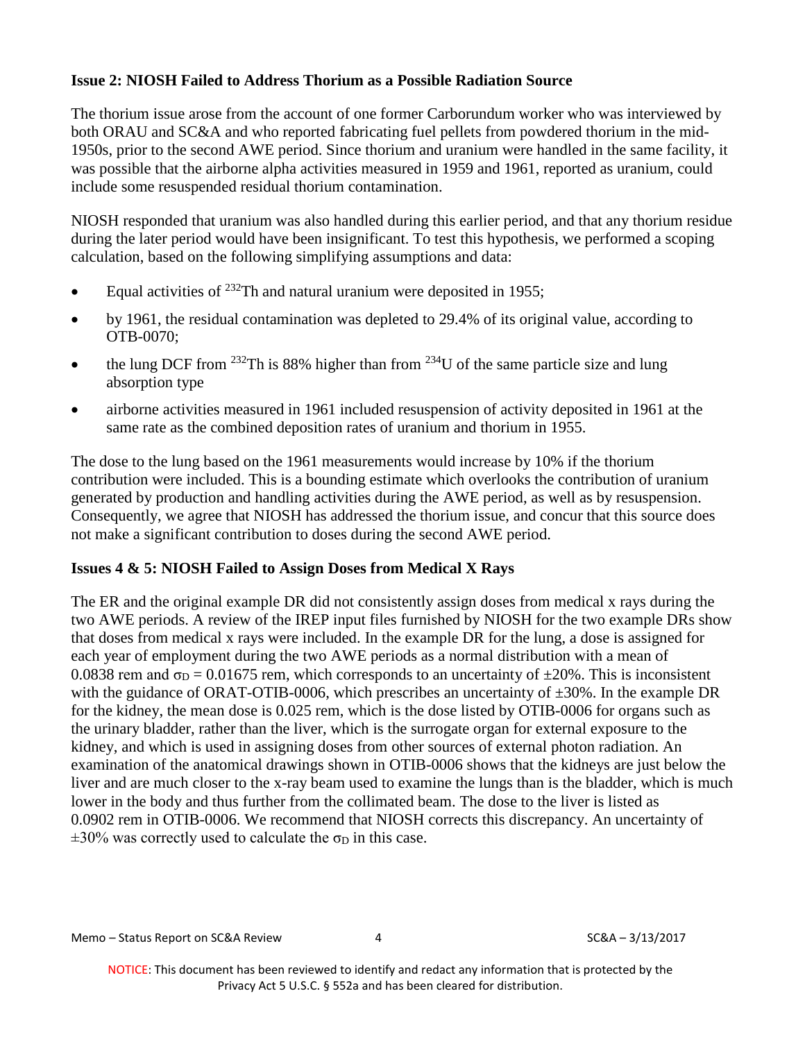**Issue 2: NIOSH Failed to Address Thorium as a Possible Radiation Source**

The thorium issue arose from the account of one former Carborundum worker who was interviewed by both ORAU and SC&A and who reported fabricating fuel pellets from powdered thorium in the mid-1950s, prior to the second AWE period. Since thorium and uranium were handled in the same facility, it was possible that the airborne alpha activities measured in 1959 and 1961, reported as uranium, could include some resuspended residual thorium contamination.

NIOSH responded that uranium was also handled during this earlier period, and that any thorium residue during the later period would have been insignificant. To test this hypothesis, we performed a scoping calculation, based on the following simplifying assumptions and data:

- Equal activities of $^{232}$Th and natural uranium were deposited in 1955;
- by 1961, the residual contamination was depleted to 29.4% of its original value, according to OTB-0070;
- the lung DCF from $^{232}$Th is 88% higher than from $^{234}$U of the same particle size and lung absorption type
- airborne activities measured in 1961 included resuspension of activity deposited in 1961 at the same rate as the combined deposition rates of uranium and thorium in 1955.

The dose to the lung based on the 1961 measurements would increase by 10% if the thorium contribution were included. This is a bounding estimate which overlooks the contribution of uranium generated by production and handling activities during the AWE period, as well as by resuspension. Consequently, we agree that NIOSH has addressed the thorium issue, and concur that this source does not make a significant contribution to doses during the second AWE period.

**Issues 4 & 5: NIOSH Failed to Assign Doses from Medical X Rays**

The ER and the original example DR did not consistently assign doses from medical x rays during the two AWE periods. A review of the IREP input files furnished by NIOSH for the two example DRs show that doses from medical x rays were included. In the example DR for the lung, a dose is assigned for each year of employment during the two AWE periods as a normal distribution with a mean of 0.0838 rem and $\sigma_D$ = 0.01675 rem, which corresponds to an uncertainty of ±20%. This is inconsistent with the guidance of ORAT-OTIB-0006, which prescribes an uncertainty of ±30%. In the example DR for the kidney, the mean dose is 0.025 rem, which is the dose listed by OTIB-0006 for organs such as the urinary bladder, rather than the liver, which is the surrogate organ for external exposure to the kidney, and which is used in assigning doses from other sources of external photon radiation. An examination of the anatomical drawings shown in OTIB-0006 shows that the kidneys are just below the liver and are much closer to the x-ray beam used to examine the lungs than is the bladder, which is much lower in the body and thus further from the collimated beam. The dose to the liver is listed as 0.0902 rem in OTIB-0006. We recommend that NIOSH corrects this discrepancy. An uncertainty of ±30% was correctly used to calculate the $\sigma_D$ in this case.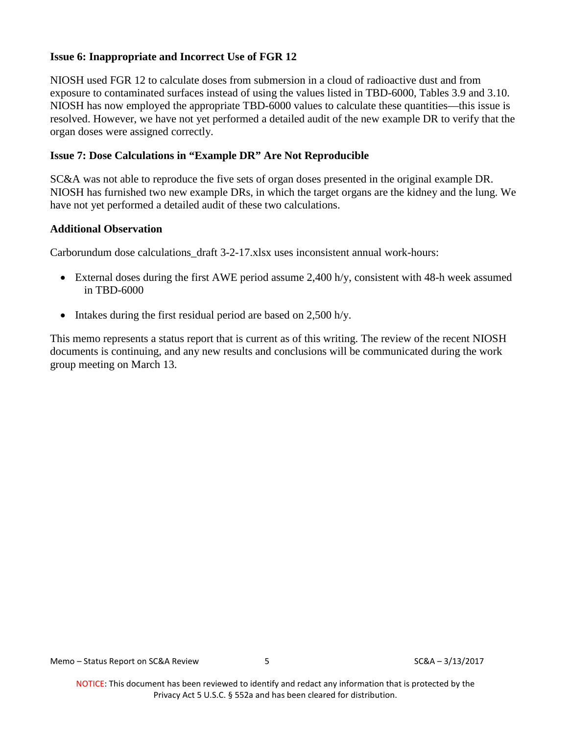**Issue 6: Inappropriate and Incorrect Use of FGR 12**

NIOSH used FGR 12 to calculate doses from submersion in a cloud of radioactive dust and from exposure to contaminated surfaces instead of using the values listed in TBD-6000, Tables 3.9 and 3.10. NIOSH has now employed the appropriate TBD-6000 values to calculate these quantities—this issue is resolved. However, we have not yet performed a detailed audit of the new example DR to verify that the organ doses were assigned correctly.

**Issue 7: Dose Calculations in "Example DR" Are Not Reproducible**

SC&A was not able to reproduce the five sets of organ doses presented in the original example DR. NIOSH has furnished two new example DRs, in which the target organs are the kidney and the lung. We have not yet performed a detailed audit of these two calculations.

**Additional Observation**

Carborundum dose calculations_draft 3-2-17.xlsx uses inconsistent annual work-hours:

- External doses during the first AWE period assume 2,400 h/y, consistent with 48-h week assumed in TBD-6000
- Intakes during the first residual period are based on 2,500 h/y.

This memo represents a status report that is current as of this writing. The review of the recent NIOSH documents is continuing, and any new results and conclusions will be communicated during the work group meeting on March 13.

NOTICE: This document has been reviewed to identify and redact any information that is protected by the Privacy Act 5 U.S.C. § 552a and has been cleared for distribution.